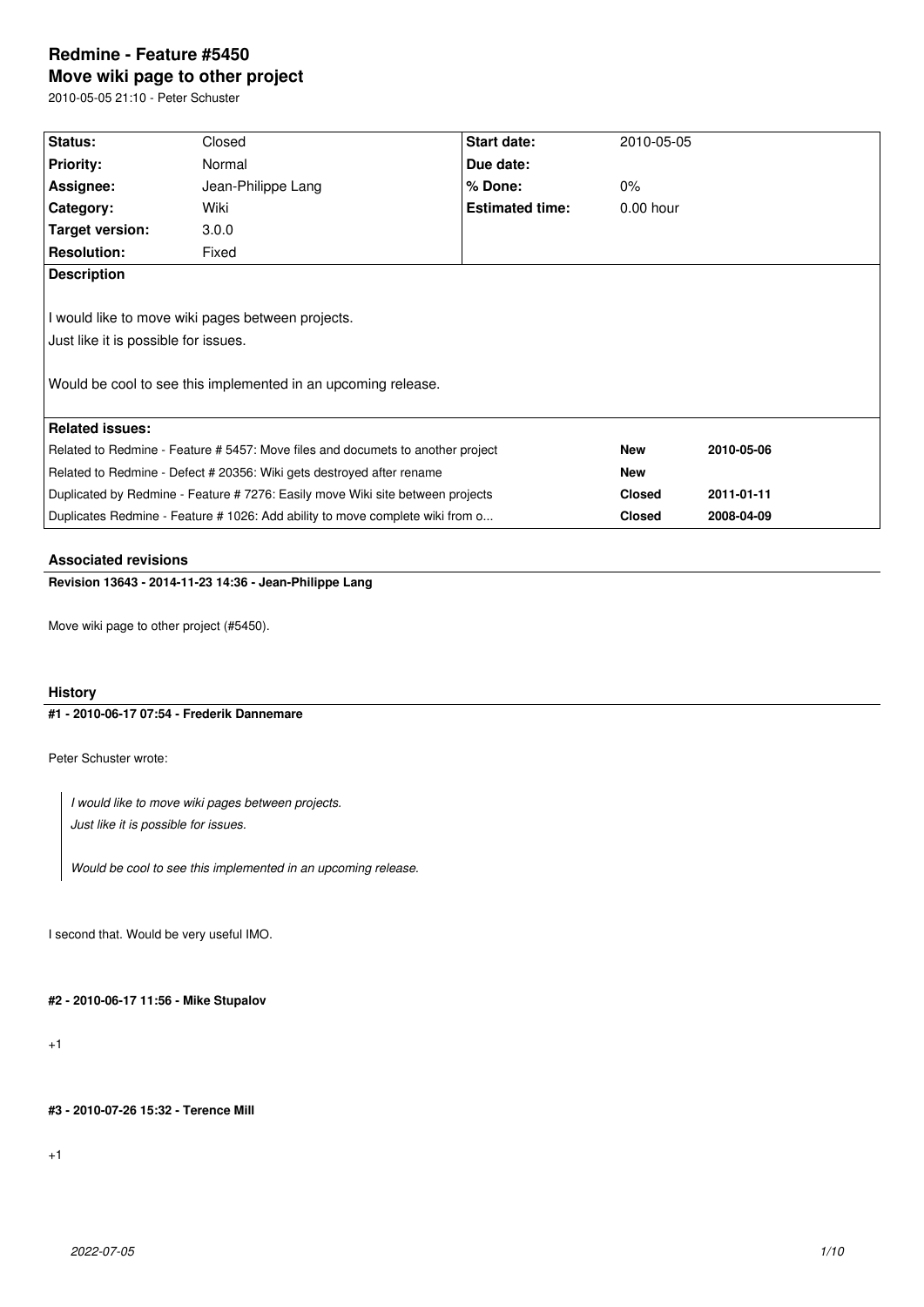# Redmine - Feature #5450

## Move wiki page to other project

2010-05-05 21:10 - Peter Schuster

| Status: | Closed | Start date: | 2010-05-05 |
|---|---|---|---|
| Priority: | Normal | Due date: | |
| Assignee: | Jean-Philippe Lang | % Done: | 0% |
| Category: | Wiki | Estimated time: | 0.00 hour |
| Target version: | 3.0.0 | | |
| Resolution: | Fixed | | |

**Description**

I would like to move wiki pages between projects.
Just like it is possible for issues.

Would be cool to see this implemented in an upcoming release.

**Related issues:**

| | | |
|---|---|---|
| Related to Redmine - Feature # 5457: Move files and documets to another project | **New** | **2010-05-06** |
| Related to Redmine - Defect # 20356: Wiki gets destroyed after rename | **New** | |
| Duplicated by Redmine - Feature # 7276: Easily move Wiki site between projects | **Closed** | **2011-01-11** |
| Duplicates Redmine - Feature # 1026: Add ability to move complete wiki from o... | **Closed** | **2008-04-09** |

### Associated revisions

**Revision 13643 - 2014-11-23 14:36 - Jean-Philippe Lang**

Move wiki page to other project (#5450).

### History

**#1 - 2010-06-17 07:54 - Frederik Dannemare**

Peter Schuster wrote:

> *I would like to move wiki pages between projects.*
> *Just like it is possible for issues.*
>
> *Would be cool to see this implemented in an upcoming release.*

I second that. Would be very useful IMO.

**#2 - 2010-06-17 11:56 - Mike Stupalov**

+1

**#3 - 2010-07-26 15:32 - Terence Mill**

+1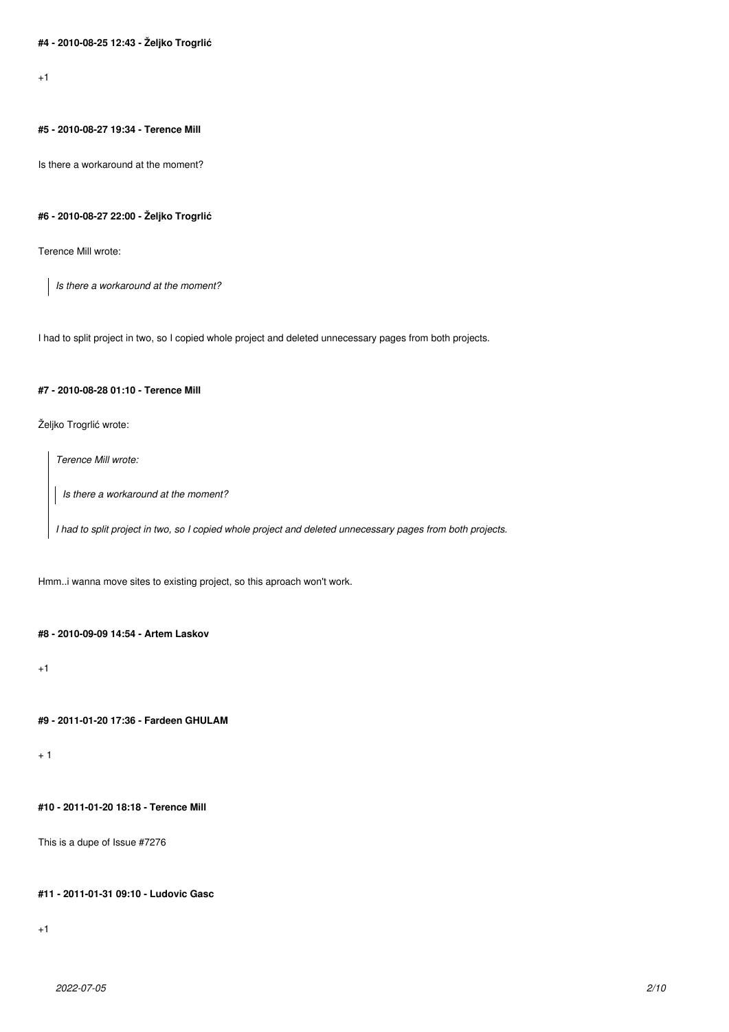#### #4 - 2010-08-25 12:43 - Željko Trogrlić

+1

#### #5 - 2010-08-27 19:34 - Terence Mill

Is there a workaround at the moment?

#### #6 - 2010-08-27 22:00 - Željko Trogrlić

Terence Mill wrote:

> *Is there a workaround at the moment?*

I had to split project in two, so I copied whole project and deleted unnecessary pages from both projects.

#### #7 - 2010-08-28 01:10 - Terence Mill

Željko Trogrlić wrote:

> *Terence Mill wrote:*
>
> > *Is there a workaround at the moment?*
>
> *I had to split project in two, so I copied whole project and deleted unnecessary pages from both projects.*

Hmm..i wanna move sites to existing project, so this aproach won't work.

#### #8 - 2010-09-09 14:54 - Artem Laskov

+1

#### #9 - 2011-01-20 17:36 - Fardeen GHULAM

+ 1

#### #10 - 2011-01-20 18:18 - Terence Mill

This is a dupe of Issue #7276

#### #11 - 2011-01-31 09:10 - Ludovic Gasc

+1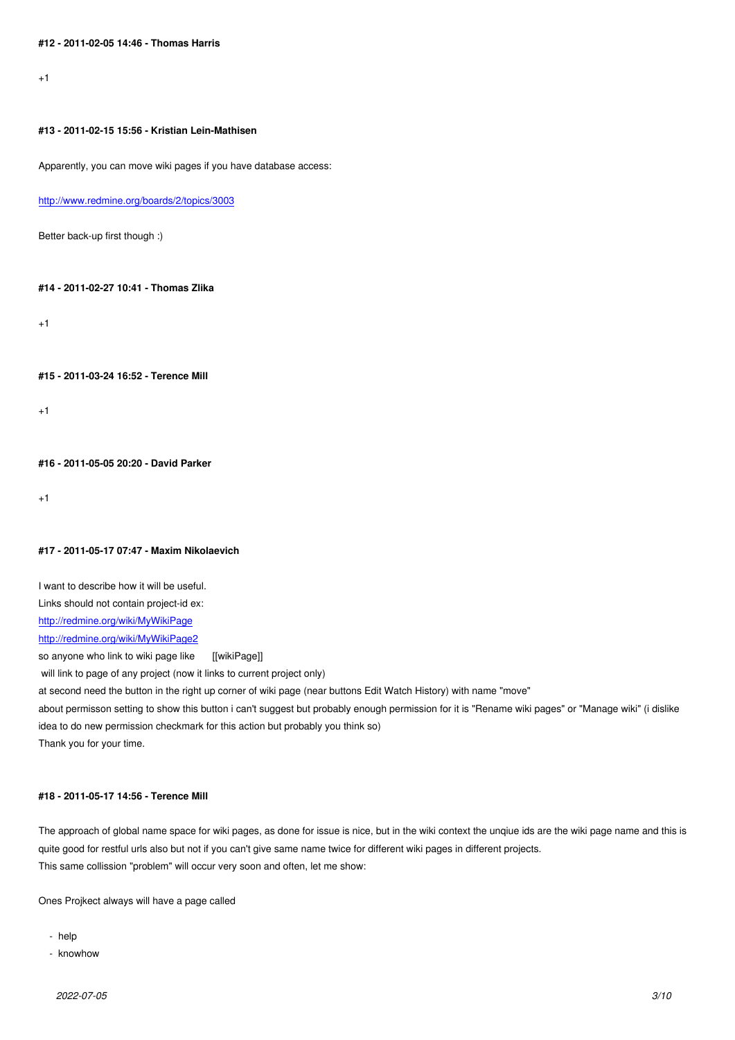#### #12 - 2011-02-05 14:46 - Thomas Harris

+1

#### #13 - 2011-02-15 15:56 - Kristian Lein-Mathisen

Apparently, you can move wiki pages if you have database access:

http://www.redmine.org/boards/2/topics/3003

Better back-up first though :)

#### #14 - 2011-02-27 10:41 - Thomas Zlika

+1

#### #15 - 2011-03-24 16:52 - Terence Mill

+1

#### #16 - 2011-05-05 20:20 - David Parker

+1

#### #17 - 2011-05-17 07:47 - Maxim Nikolaevich

I want to describe how it will be useful.
Links should not contain project-id ex:
http://redmine.org/wiki/MyWikiPage
http://redmine.org/wiki/MyWikiPage2
so anyone who link to wiki page like [[wikiPage]]
will link to page of any project (now it links to current project only)
at second need the button in the right up corner of wiki page (near buttons Edit Watch History) with name "move"
about permisson setting to show this button i can't suggest but probably enough permission for it is "Rename wiki pages" or "Manage wiki" (i dislike idea to do new permission checkmark for this action but probably you think so)
Thank you for your time.

#### #18 - 2011-05-17 14:56 - Terence Mill

The approach of global name space for wiki pages, as done for issue is nice, but in the wiki context the unqiue ids are the wiki page name and this is quite good for restful urls also but not if you can't give same name twice for different wiki pages in different projects.
This same collission "problem" will occur very soon and often, let me show:

Ones Projkect always will have a page called

- help
- knowhow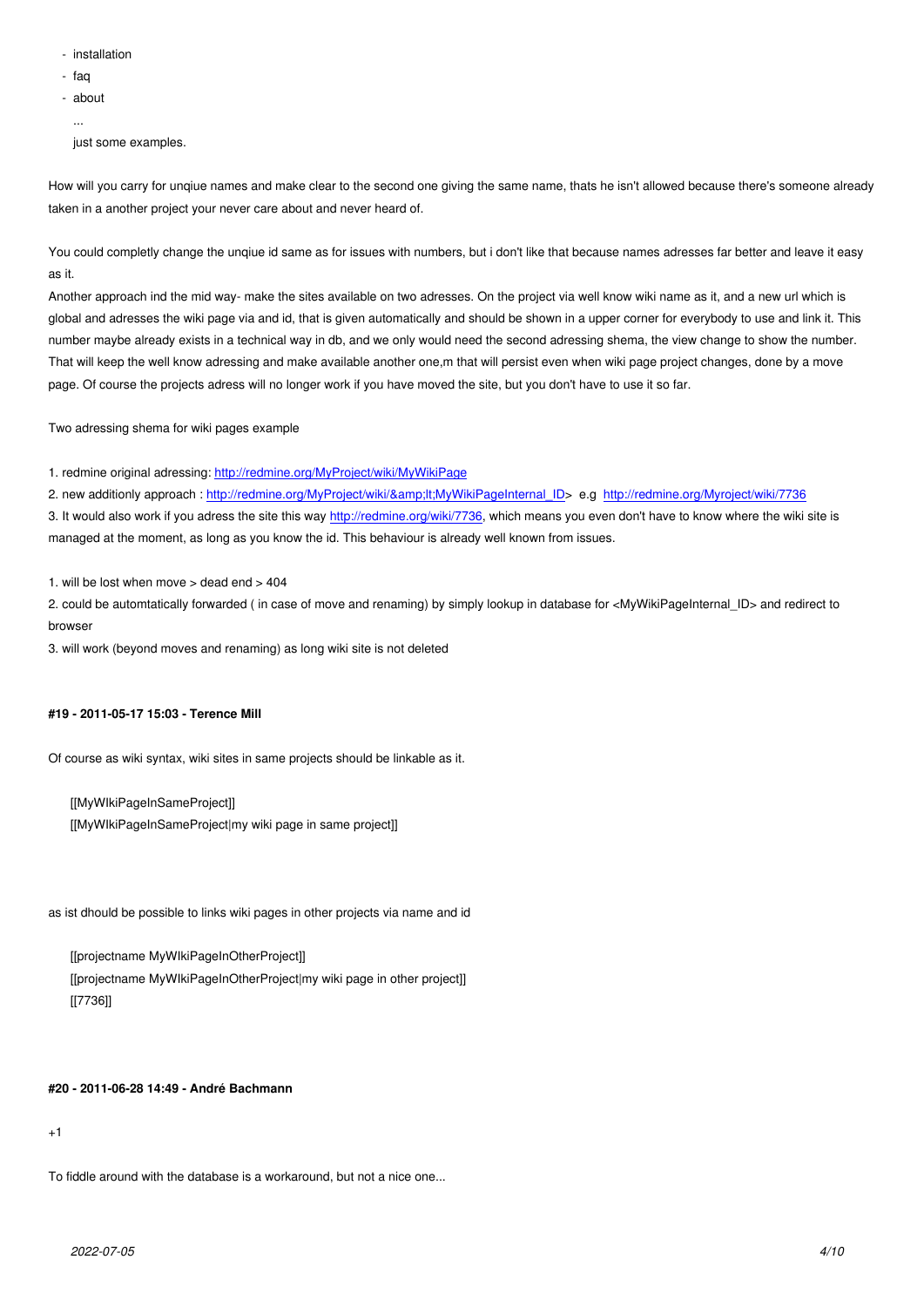- installation
- faq
- about

  ...

  just some examples.

How will you carry for unqiue names and make clear to the second one giving the same name, thats he isn't allowed because there's someone already taken in a another project your never care about and never heard of.

You could completly change the unqiue id same as for issues with numbers, but i don't like that because names adresses far better and leave it easy as it.

Another approach ind the mid way- make the sites available on two adresses. On the project via well know wiki name as it, and a new url which is global and adresses the wiki page via and id, that is given automatically and should be shown in a upper corner for everybody to use and link it. This number maybe already exists in a technical way in db, and we only would need the second adressing shema, the view change to show the number. That will keep the well know adressing and make available another one,m that will persist even when wiki page project changes, done by a move page. Of course the projects adress will no longer work if you have moved the site, but you don't have to use it so far.

Two adressing shema for wiki pages example

1. redmine original adressing: http://redmine.org/MyProject/wiki/MyWikiPage
2. new additionly approach : http://redmine.org/MyProject/wiki/&amp;lt;MyWikiPageInternal_ID> e.g http://redmine.org/Myroject/wiki/7736
3. It would also work if you adress the site this way http://redmine.org/wiki/7736, which means you even don't have to know where the wiki site is managed at the moment, as long as you know the id. This behaviour is already well known from issues.

1. will be lost when move > dead end > 404
2. could be automtatically forwarded ( in case of move and renaming) by simply lookup in database for <MyWikiPageInternal_ID> and redirect to browser
3. will work (beyond moves and renaming) as long wiki site is not deleted

#### #19 - 2011-05-17 15:03 - Terence Mill

Of course as wiki syntax, wiki sites in same projects should be linkable as it.

```
[[MyWIkiPageInSameProject]]
[[MyWIkiPageInSameProject|my wiki page in same project]]
```

as ist dhould be possible to links wiki pages in other projects via name and id

```
[[projectname MyWIkiPageInOtherProject]]
[[projectname MyWIkiPageInOtherProject|my wiki page in other project]]
[[7736]]
```

#### #20 - 2011-06-28 14:49 - André Bachmann

+1

To fiddle around with the database is a workaround, but not a nice one...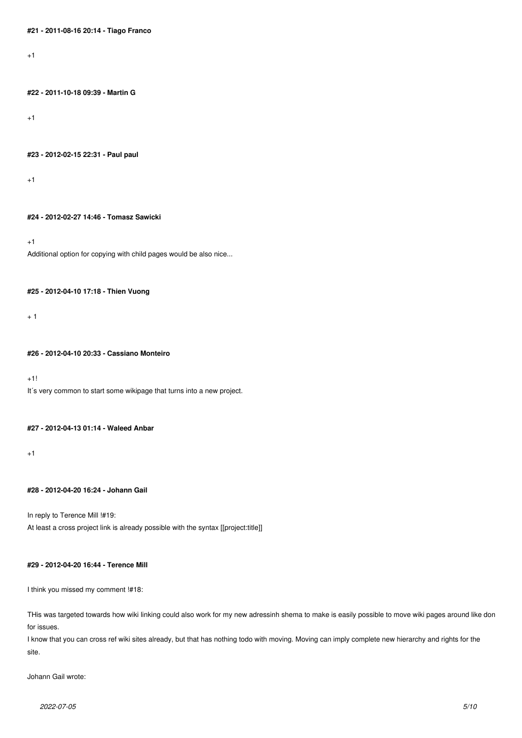#### #21 - 2011-08-16 20:14 - Tiago Franco

+1

#### #22 - 2011-10-18 09:39 - Martin G

+1

#### #23 - 2012-02-15 22:31 - Paul paul

+1

#### #24 - 2012-02-27 14:46 - Tomasz Sawicki

+1
Additional option for copying with child pages would be also nice...

#### #25 - 2012-04-10 17:18 - Thien Vuong

+ 1

#### #26 - 2012-04-10 20:33 - Cassiano Monteiro

+1!
It´s very common to start some wikipage that turns into a new project.

#### #27 - 2012-04-13 01:14 - Waleed Anbar

+1

#### #28 - 2012-04-20 16:24 - Johann Gail

In reply to Terence Mill !#19:
At least a cross project link is already possible with the syntax [[project:title]]

#### #29 - 2012-04-20 16:44 - Terence Mill

I think you missed my comment !#18:

THis was targeted towards how wiki linking could also work for my new adressinh shema to make is easily possible to move wiki pages around like don for issues.
I know that you can cross ref wiki sites already, but that has nothing todo with moving. Moving can imply complete new hierarchy and rights for the site.

Johann Gail wrote: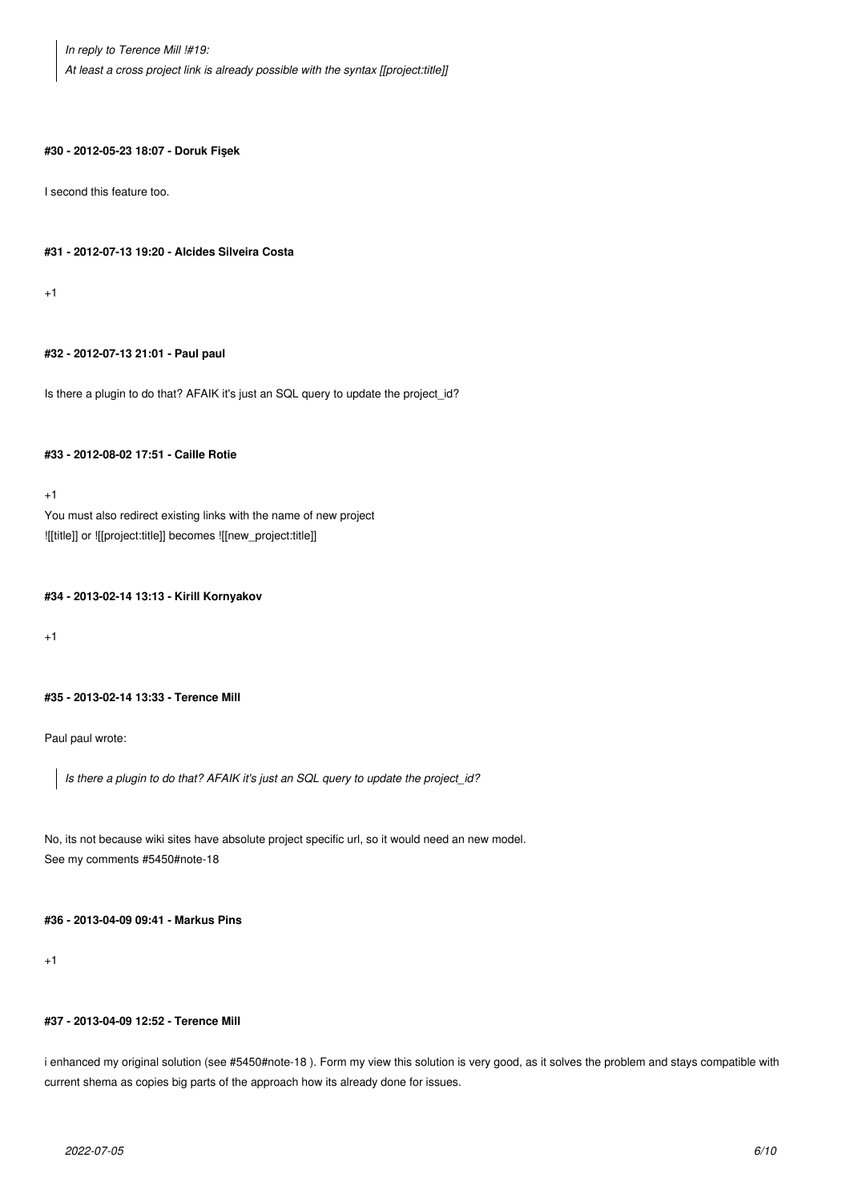> *In reply to Terence Mill !#19:*
> *At least a cross project link is already possible with the syntax [[project:title]]*

**#30 - 2012-05-23 18:07 - Doruk Fişek**

I second this feature too.

**#31 - 2012-07-13 19:20 - Alcides Silveira Costa**

+1

**#32 - 2012-07-13 21:01 - Paul paul**

Is there a plugin to do that? AFAIK it's just an SQL query to update the project_id?

**#33 - 2012-08-02 17:51 - Caille Rotie**

+1
You must also redirect existing links with the name of new project
![[title]] or ![[project:title]] becomes ![[new_project:title]]

**#34 - 2013-02-14 13:13 - Kirill Kornyakov**

+1

**#35 - 2013-02-14 13:33 - Terence Mill**

Paul paul wrote:

> *Is there a plugin to do that? AFAIK it's just an SQL query to update the project_id?*

No, its not because wiki sites have absolute project specific url, so it would need an new model.
See my comments #5450#note-18

**#36 - 2013-04-09 09:41 - Markus Pins**

+1

**#37 - 2013-04-09 12:52 - Terence Mill**

i enhanced my original solution (see #5450#note-18 ). Form my view this solution is very good, as it solves the problem and stays compatible with current shema as copies big parts of the approach how its already done for issues.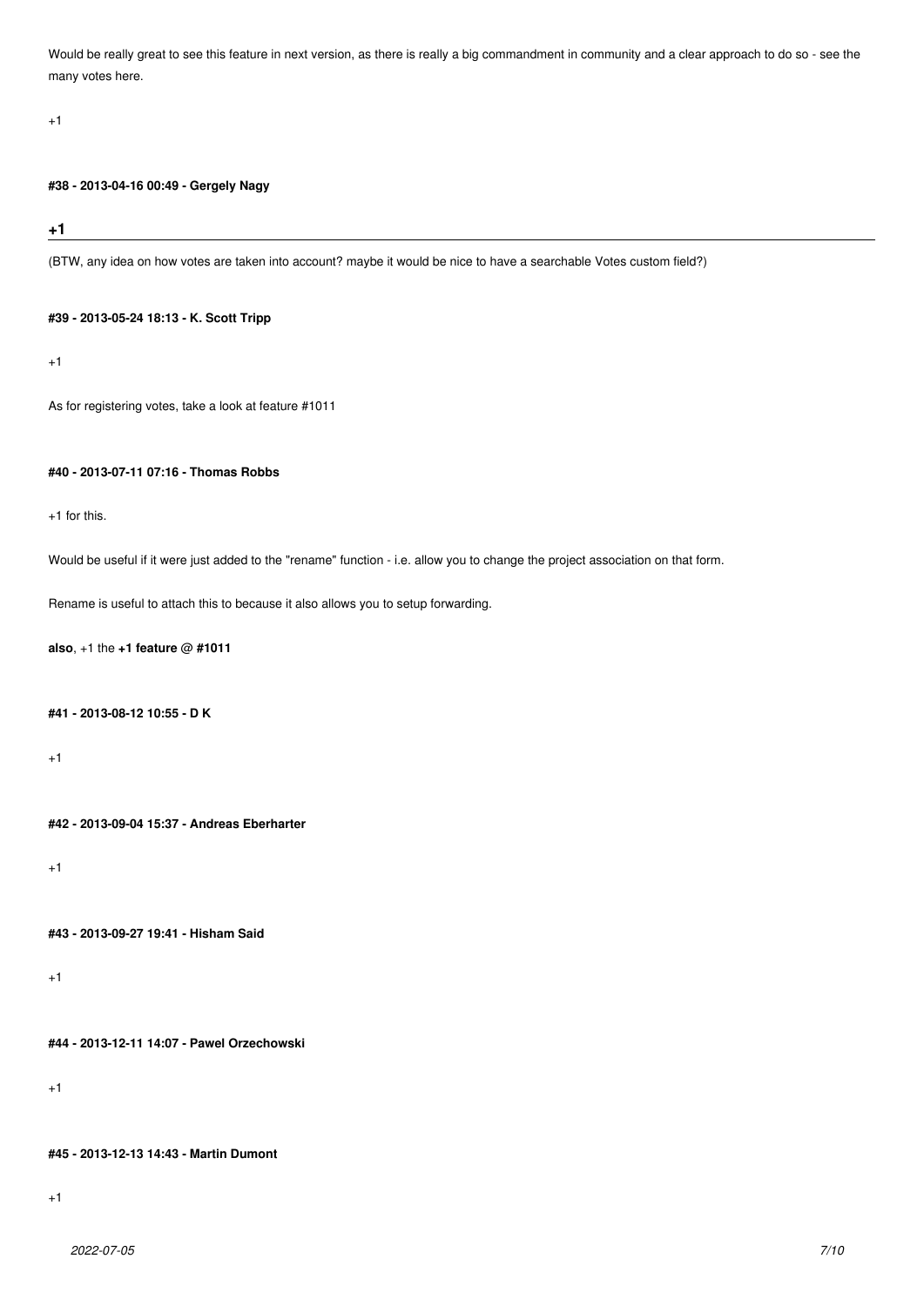Would be really great to see this feature in next version, as there is really a big commandment in community and a clear approach to do so - see the many votes here.

+1

#### #38 - 2013-04-16 00:49 - Gergely Nagy

## +1

(BTW, any idea on how votes are taken into account? maybe it would be nice to have a searchable Votes custom field?)

#### #39 - 2013-05-24 18:13 - K. Scott Tripp

+1

As for registering votes, take a look at feature #1011

#### #40 - 2013-07-11 07:16 - Thomas Robbs

+1 for this.

Would be useful if it were just added to the "rename" function - i.e. allow you to change the project association on that form.

Rename is useful to attach this to because it also allows you to setup forwarding.

**also**, +1 the **+1 feature @ #1011**

#### #41 - 2013-08-12 10:55 - D K

+1

#### #42 - 2013-09-04 15:37 - Andreas Eberharter

+1

#### #43 - 2013-09-27 19:41 - Hisham Said

+1

#### #44 - 2013-12-11 14:07 - Pawel Orzechowski

+1

#### #45 - 2013-12-13 14:43 - Martin Dumont

+1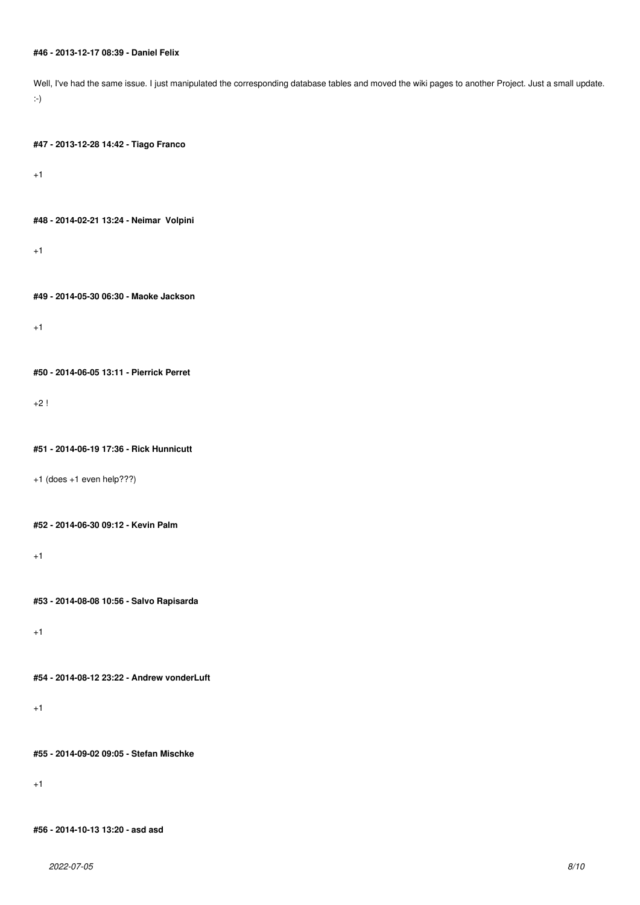**#46 - 2013-12-17 08:39 - Daniel Felix**

Well, I've had the same issue. I just manipulated the corresponding database tables and moved the wiki pages to another Project. Just a small update. :-)

**#47 - 2013-12-28 14:42 - Tiago Franco**

+1

**#48 - 2014-02-21 13:24 - Neimar  Volpini**

+1

**#49 - 2014-05-30 06:30 - Maoke Jackson**

+1

**#50 - 2014-06-05 13:11 - Pierrick Perret**

+2 !

**#51 - 2014-06-19 17:36 - Rick Hunnicutt**

+1 (does +1 even help???)

**#52 - 2014-06-30 09:12 - Kevin Palm**

+1

**#53 - 2014-08-08 10:56 - Salvo Rapisarda**

+1

**#54 - 2014-08-12 23:22 - Andrew vonderLuft**

+1

**#55 - 2014-09-02 09:05 - Stefan Mischke**

+1

**#56 - 2014-10-13 13:20 - asd asd**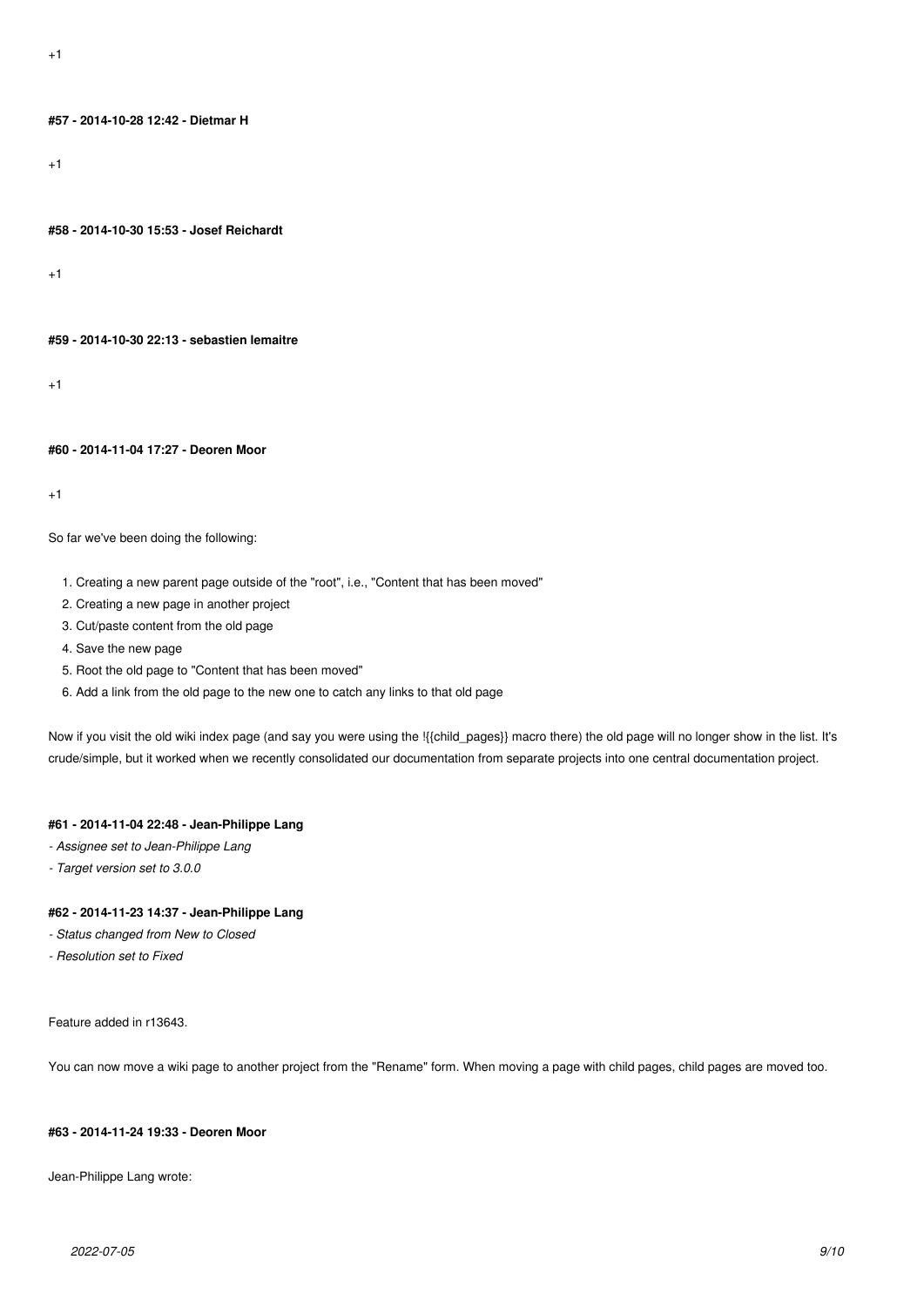+1

#### #57 - 2014-10-28 12:42 - Dietmar H

+1

#### #58 - 2014-10-30 15:53 - Josef Reichardt

+1

#### #59 - 2014-10-30 22:13 - sebastien lemaitre

+1

#### #60 - 2014-11-04 17:27 - Deoren Moor

+1

So far we've been doing the following:

1. Creating a new parent page outside of the "root", i.e., "Content that has been moved"
2. Creating a new page in another project
3. Cut/paste content from the old page
4. Save the new page
5. Root the old page to "Content that has been moved"
6. Add a link from the old page to the new one to catch any links to that old page

Now if you visit the old wiki index page (and say you were using the !{{child_pages}} macro there) the old page will no longer show in the list. It's crude/simple, but it worked when we recently consolidated our documentation from separate projects into one central documentation project.

#### #61 - 2014-11-04 22:48 - Jean-Philippe Lang

*- Assignee set to Jean-Philippe Lang*

*- Target version set to 3.0.0*

#### #62 - 2014-11-23 14:37 - Jean-Philippe Lang

*- Status changed from New to Closed*

*- Resolution set to Fixed*

Feature added in r13643.

You can now move a wiki page to another project from the "Rename" form. When moving a page with child pages, child pages are moved too.

#### #63 - 2014-11-24 19:33 - Deoren Moor

Jean-Philippe Lang wrote: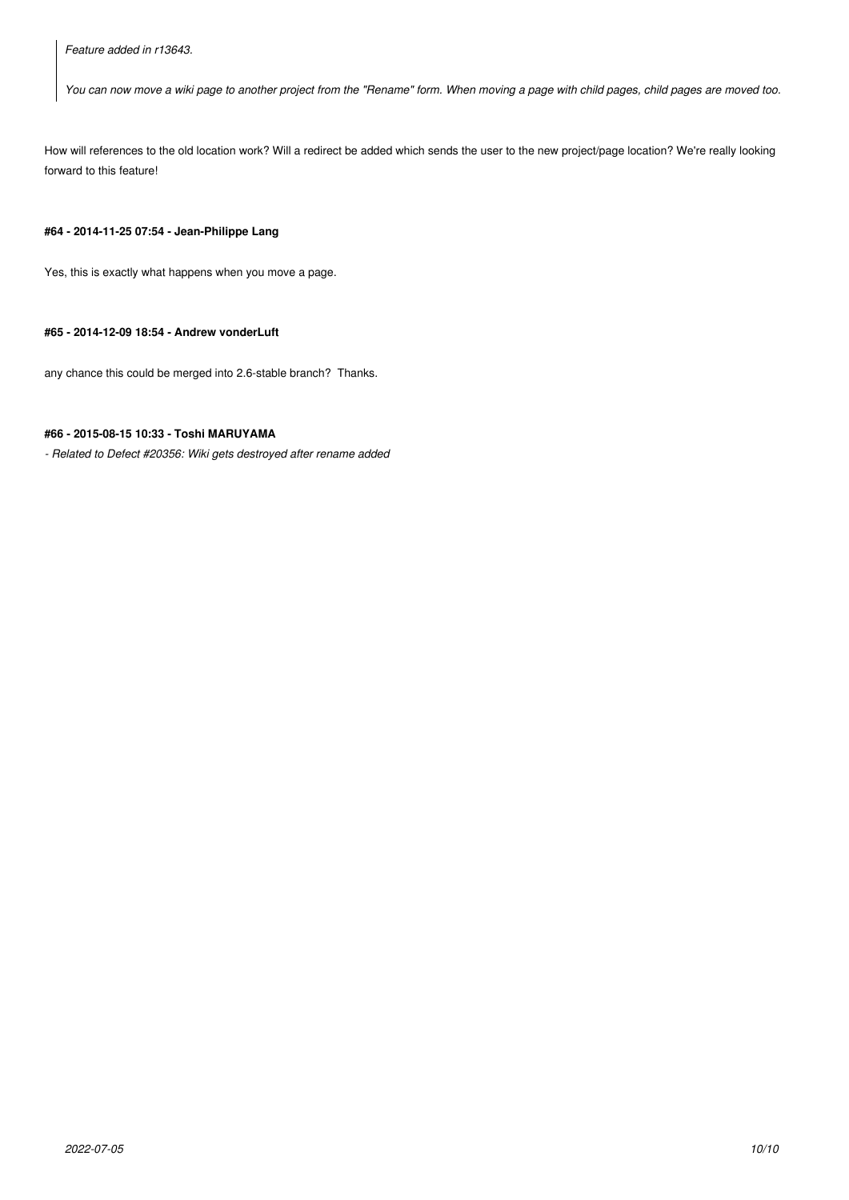> *Feature added in r13643.*
>
> *You can now move a wiki page to another project from the "Rename" form. When moving a page with child pages, child pages are moved too.*

How will references to the old location work? Will a redirect be added which sends the user to the new project/page location? We're really looking forward to this feature!

#### #64 - 2014-11-25 07:54 - Jean-Philippe Lang

Yes, this is exactly what happens when you move a page.

#### #65 - 2014-12-09 18:54 - Andrew vonderLuft

any chance this could be merged into 2.6-stable branch? Thanks.

#### #66 - 2015-08-15 10:33 - Toshi MARUYAMA

*- Related to Defect #20356: Wiki gets destroyed after rename added*